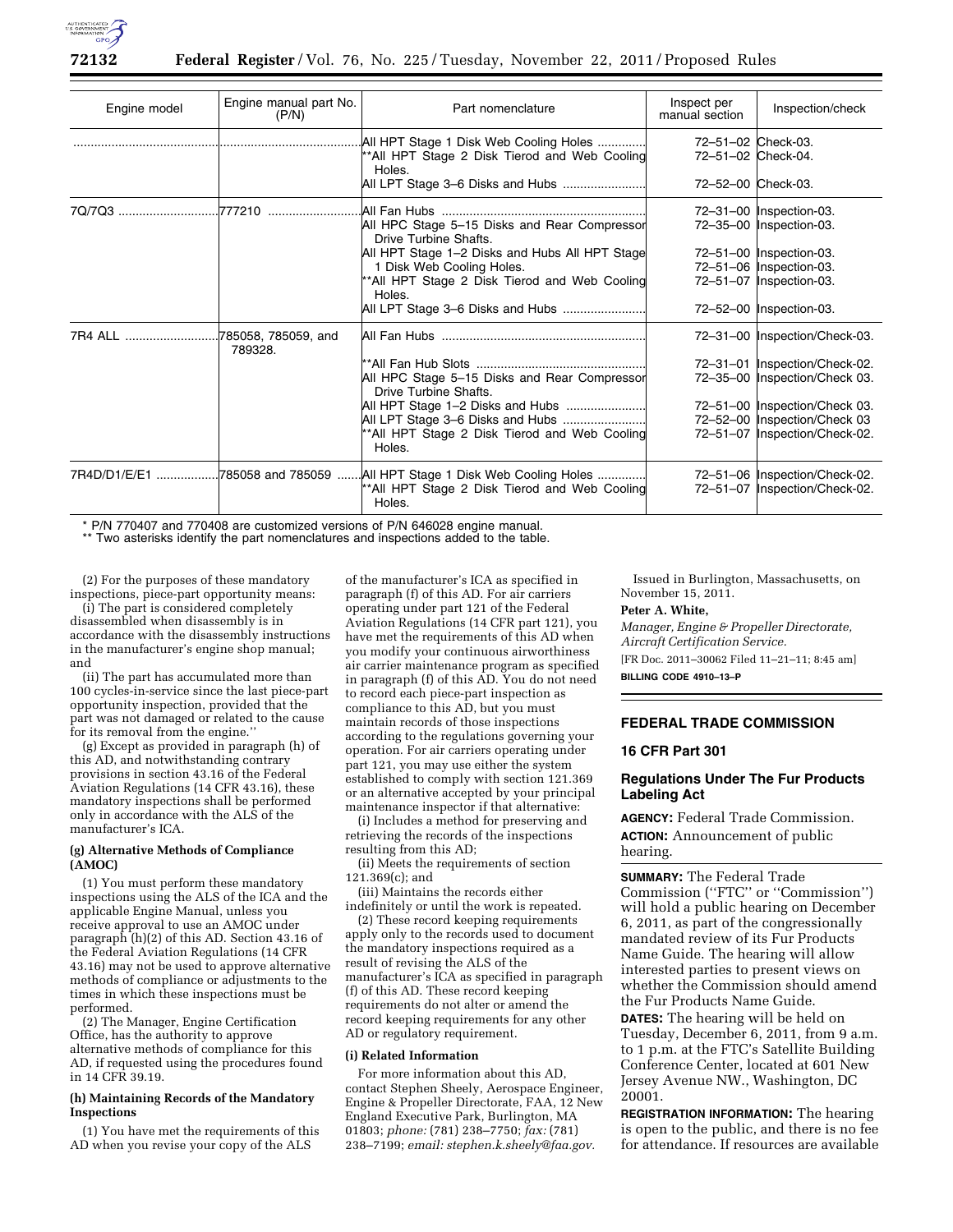| Engine model | Engine manual part No. (P/N) | Part nomenclature | Inspect per manual section | Inspection/check |
|---|---|---|---|---|
| | | All HPT Stage 1 Disk Web Cooling Holes | 72–51–02 | Check-03. |
| | | **All HPT Stage 2 Disk Tierod and Web Cooling Holes. | 72–51–02 | Check-04. |
| | | All LPT Stage 3–6 Disks and Hubs | 72–52–00 | Check-03. |
| 7Q/7Q3 | 777210 | All Fan Hubs | 72–31–00 | Inspection-03. |
| | | All HPC Stage 5–15 Disks and Rear Compressor Drive Turbine Shafts. | 72–35–00 | Inspection-03. |
| | | All HPT Stage 1–2 Disks and Hubs All HPT Stage 1 Disk Web Cooling Holes. | 72–51–00<br>72–51–06 | Inspection-03.<br>Inspection-03. |
| | | **All HPT Stage 2 Disk Tierod and Web Cooling Holes. | 72–51–07 | Inspection-03. |
| | | All LPT Stage 3–6 Disks and Hubs | 72–52–00 | Inspection-03. |
| 7R4 ALL | 785058, 785059, and 789328. | All Fan Hubs | 72–31–00 | Inspection/Check-03. |
| | | **All Fan Hub Slots | 72–31–01 | Inspection/Check-02. |
| | | All HPC Stage 5–15 Disks and Rear Compressor Drive Turbine Shafts. | 72–35–00 | Inspection/Check 03. |
| | | All HPT Stage 1–2 Disks and Hubs | 72–51–00 | Inspection/Check 03. |
| | | All LPT Stage 3–6 Disks and Hubs | 72–52–00 | Inspection/Check 03 |
| | | **All HPT Stage 2 Disk Tierod and Web Cooling Holes. | 72–51–07 | Inspection/Check-02. |
| 7R4D/D1/E/E1 | 785058 and 785059 | All HPT Stage 1 Disk Web Cooling Holes | 72–51–06 | Inspection/Check-02. |
| | | **All HPT Stage 2 Disk Tierod and Web Cooling Holes. | 72–51–07 | Inspection/Check-02. |

\* P/N 770407 and 770408 are customized versions of P/N 646028 engine manual.
\*\* Two asterisks identify the part nomenclatures and inspections added to the table.

(2) For the purposes of these mandatory inspections, piece-part opportunity means:

(i) The part is considered completely disassembled when disassembly is in accordance with the disassembly instructions in the manufacturer's engine shop manual; and

(ii) The part has accumulated more than 100 cycles-in-service since the last piece-part opportunity inspection, provided that the part was not damaged or related to the cause for its removal from the engine.''

(g) Except as provided in paragraph (h) of this AD, and notwithstanding contrary provisions in section 43.16 of the Federal Aviation Regulations (14 CFR 43.16), these mandatory inspections shall be performed only in accordance with the ALS of the manufacturer's ICA.

#### (g) Alternative Methods of Compliance (AMOC)

(1) You must perform these mandatory inspections using the ALS of the ICA and the applicable Engine Manual, unless you receive approval to use an AMOC under paragraph (h)(2) of this AD. Section 43.16 of the Federal Aviation Regulations (14 CFR 43.16) may not be used to approve alternative methods of compliance or adjustments to the times in which these inspections must be performed.

(2) The Manager, Engine Certification Office, has the authority to approve alternative methods of compliance for this AD, if requested using the procedures found in 14 CFR 39.19.

#### (h) Maintaining Records of the Mandatory Inspections

(1) You have met the requirements of this AD when you revise your copy of the ALS of the manufacturer's ICA as specified in paragraph (f) of this AD. For air carriers operating under part 121 of the Federal Aviation Regulations (14 CFR part 121), you have met the requirements of this AD when you modify your continuous airworthiness air carrier maintenance program as specified in paragraph (f) of this AD. You do not need to record each piece-part inspection as compliance to this AD, but you must maintain records of those inspections according to the regulations governing your operation. For air carriers operating under part 121, you may use either the system established to comply with section 121.369 or an alternative accepted by your principal maintenance inspector if that alternative:

(i) Includes a method for preserving and retrieving the records of the inspections resulting from this AD;

(ii) Meets the requirements of section 121.369(c); and

(iii) Maintains the records either indefinitely or until the work is repeated.

(2) These record keeping requirements apply only to the records used to document the mandatory inspections required as a result of revising the ALS of the manufacturer's ICA as specified in paragraph (f) of this AD. These record keeping requirements do not alter or amend the record keeping requirements for any other AD or regulatory requirement.

#### (i) Related Information

For more information about this AD, contact Stephen Sheely, Aerospace Engineer, Engine & Propeller Directorate, FAA, 12 New England Executive Park, Burlington, MA 01803; *phone:* (781) 238–7750; *fax:* (781) 238–7199; *email: stephen.k.sheely@faa.gov.*

Issued in Burlington, Massachusetts, on November 15, 2011.

**Peter A. White,**

*Manager, Engine & Propeller Directorate, Aircraft Certification Service.*

[FR Doc. 2011–30062 Filed 11–21–11; 8:45 am]

**BILLING CODE 4910–13–P**

## FEDERAL TRADE COMMISSION

### 16 CFR Part 301

### Regulations Under The Fur Products Labeling Act

**AGENCY:** Federal Trade Commission.

**ACTION:** Announcement of public hearing.

**SUMMARY:** The Federal Trade Commission (''FTC'' or ''Commission'') will hold a public hearing on December 6, 2011, as part of the congressionally mandated review of its Fur Products Name Guide. The hearing will allow interested parties to present views on whether the Commission should amend the Fur Products Name Guide.

**DATES:** The hearing will be held on Tuesday, December 6, 2011, from 9 a.m. to 1 p.m. at the FTC's Satellite Building Conference Center, located at 601 New Jersey Avenue NW., Washington, DC 20001.

**REGISTRATION INFORMATION:** The hearing is open to the public, and there is no fee for attendance. If resources are available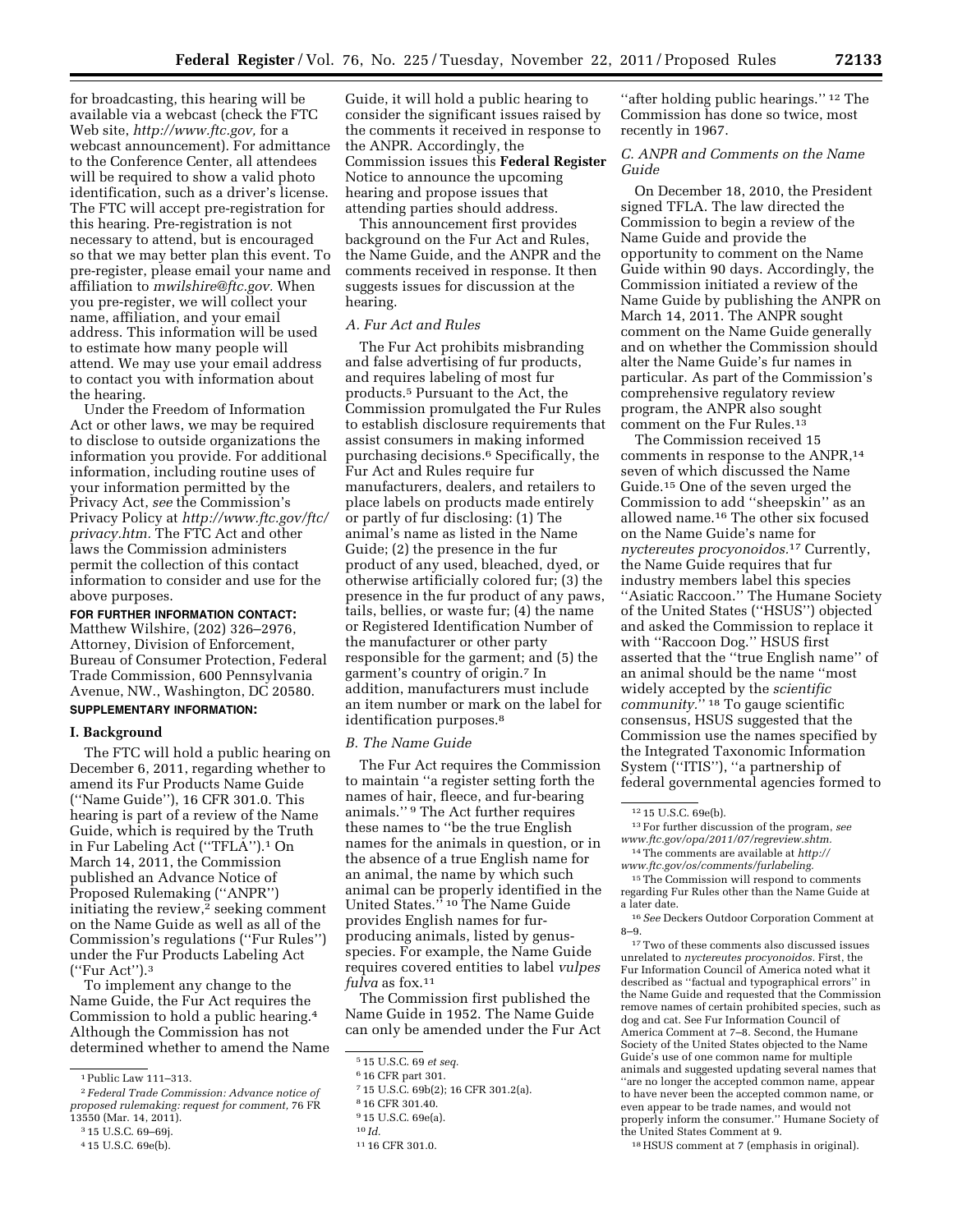for broadcasting, this hearing will be available via a webcast (check the FTC Web site, *http://www.ftc.gov,* for a webcast announcement). For admittance to the Conference Center, all attendees will be required to show a valid photo identification, such as a driver's license. The FTC will accept pre-registration for this hearing. Pre-registration is not necessary to attend, but is encouraged so that we may better plan this event. To pre-register, please email your name and affiliation to *mwilshire@ftc.gov.* When you pre-register, we will collect your name, affiliation, and your email address. This information will be used to estimate how many people will attend. We may use your email address to contact you with information about the hearing.

Under the Freedom of Information Act or other laws, we may be required to disclose to outside organizations the information you provide. For additional information, including routine uses of your information permitted by the Privacy Act, *see* the Commission's Privacy Policy at *http://www.ftc.gov/ftc/privacy.htm.* The FTC Act and other laws the Commission administers permit the collection of this contact information to consider and use for the above purposes.

**FOR FURTHER INFORMATION CONTACT:** Matthew Wilshire, (202) 326–2976, Attorney, Division of Enforcement, Bureau of Consumer Protection, Federal Trade Commission, 600 Pennsylvania Avenue, NW., Washington, DC 20580.

**SUPPLEMENTARY INFORMATION:**

## I. Background

The FTC will hold a public hearing on December 6, 2011, regarding whether to amend its Fur Products Name Guide (''Name Guide''), 16 CFR 301.0. This hearing is part of a review of the Name Guide, which is required by the Truth in Fur Labeling Act (''TFLA'').[1] On March 14, 2011, the Commission published an Advance Notice of Proposed Rulemaking (''ANPR'') initiating the review,[2] seeking comment on the Name Guide as well as all of the Commission's regulations (''Fur Rules'') under the Fur Products Labeling Act (''Fur Act'').[3]

To implement any change to the Name Guide, the Fur Act requires the Commission to hold a public hearing.[4] Although the Commission has not determined whether to amend the Name Guide, it will hold a public hearing to consider the significant issues raised by the comments it received in response to the ANPR. Accordingly, the Commission issues this **Federal Register** Notice to announce the upcoming hearing and propose issues that attending parties should address.

This announcement first provides background on the Fur Act and Rules, the Name Guide, and the ANPR and the comments received in response. It then suggests issues for discussion at the hearing.

### *A. Fur Act and Rules*

The Fur Act prohibits misbranding and false advertising of fur products, and requires labeling of most fur products.[5] Pursuant to the Act, the Commission promulgated the Fur Rules to establish disclosure requirements that assist consumers in making informed purchasing decisions.[6] Specifically, the Fur Act and Rules require fur manufacturers, dealers, and retailers to place labels on products made entirely or partly of fur disclosing: (1) The animal's name as listed in the Name Guide; (2) the presence in the fur product of any used, bleached, dyed, or otherwise artificially colored fur; (3) the presence in the fur product of any paws, tails, bellies, or waste fur; (4) the name or Registered Identification Number of the manufacturer or other party responsible for the garment; and (5) the garment's country of origin.[7] In addition, manufacturers must include an item number or mark on the label for identification purposes.[8]

### *B. The Name Guide*

The Fur Act requires the Commission to maintain ''a register setting forth the names of hair, fleece, and fur-bearing animals.'' [9] The Act further requires these names to ''be the true English names for the animals in question, or in the absence of a true English name for an animal, the name by which such animal can be properly identified in the United States.'' [10] The Name Guide provides English names for fur-producing animals, listed by genus-species. For example, the Name Guide requires covered entities to label *vulpes fulva* as fox.[11]

The Commission first published the Name Guide in 1952. The Name Guide can only be amended under the Fur Act ''after holding public hearings.'' [12] The Commission has done so twice, most recently in 1967.

### *C. ANPR and Comments on the Name Guide*

On December 18, 2010, the President signed TFLA. The law directed the Commission to begin a review of the Name Guide and provide the opportunity to comment on the Name Guide within 90 days. Accordingly, the Commission initiated a review of the Name Guide by publishing the ANPR on March 14, 2011. The ANPR sought comment on the Name Guide generally and on whether the Commission should alter the Name Guide's fur names in particular. As part of the Commission's comprehensive regulatory review program, the ANPR also sought comment on the Fur Rules.[13]

The Commission received 15 comments in response to the ANPR,[14] seven of which discussed the Name Guide.[15] One of the seven urged the Commission to add ''sheepskin'' as an allowed name.[16] The other six focused on the Name Guide's name for *nyctereutes procyonoidos.*[17] Currently, the Name Guide requires that fur industry members label this species ''Asiatic Raccoon.'' The Humane Society of the United States (''HSUS'') objected and asked the Commission to replace it with ''Raccoon Dog.'' HSUS first asserted that the ''true English name'' of an animal should be the name ''most widely accepted by the *scientific community.*'' [18] To gauge scientific consensus, HSUS suggested that the Commission use the names specified by the Integrated Taxonomic Information System (''ITIS''), ''a partnership of federal governmental agencies formed to

---

[1] Public Law 111–313.

[2] *Federal Trade Commission: Advance notice of proposed rulemaking: request for comment,* 76 FR 13550 (Mar. 14, 2011).

[3] 15 U.S.C. 69–69j.

[4] 15 U.S.C. 69e(b).

[5] 15 U.S.C. 69 *et seq.*

[6] 16 CFR part 301.

[7] 15 U.S.C. 69b(2); 16 CFR 301.2(a).

[8] 16 CFR 301.40.

[9] 15 U.S.C. 69e(a).

[10] *Id.*

[11] 16 CFR 301.0.

[12] 15 U.S.C. 69e(b).

[13] For further discussion of the program, *see www.ftc.gov/opa/2011/07/regreview.shtm.*

[14] The comments are available at *http://www.ftc.gov/os/comments/furlabeling.*

[15] The Commission will respond to comments regarding Fur Rules other than the Name Guide at a later date.

[16] *See* Deckers Outdoor Corporation Comment at 8–9.

[17] Two of these comments also discussed issues unrelated to *nyctereutes procyonoidos.* First, the Fur Information Council of America noted what it described as ''factual and typographical errors'' in the Name Guide and requested that the Commission remove names of certain prohibited species, such as dog and cat. See Fur Information Council of America Comment at 7–8. Second, the Humane Society of the United States objected to the Name Guide's use of one common name for multiple animals and suggested updating several names that ''are no longer the accepted common name, appear to have never been the accepted common name, or even appear to be trade names, and would not properly inform the consumer.'' Humane Society of the United States Comment at 9.

[18] HSUS comment at 7 (emphasis in original).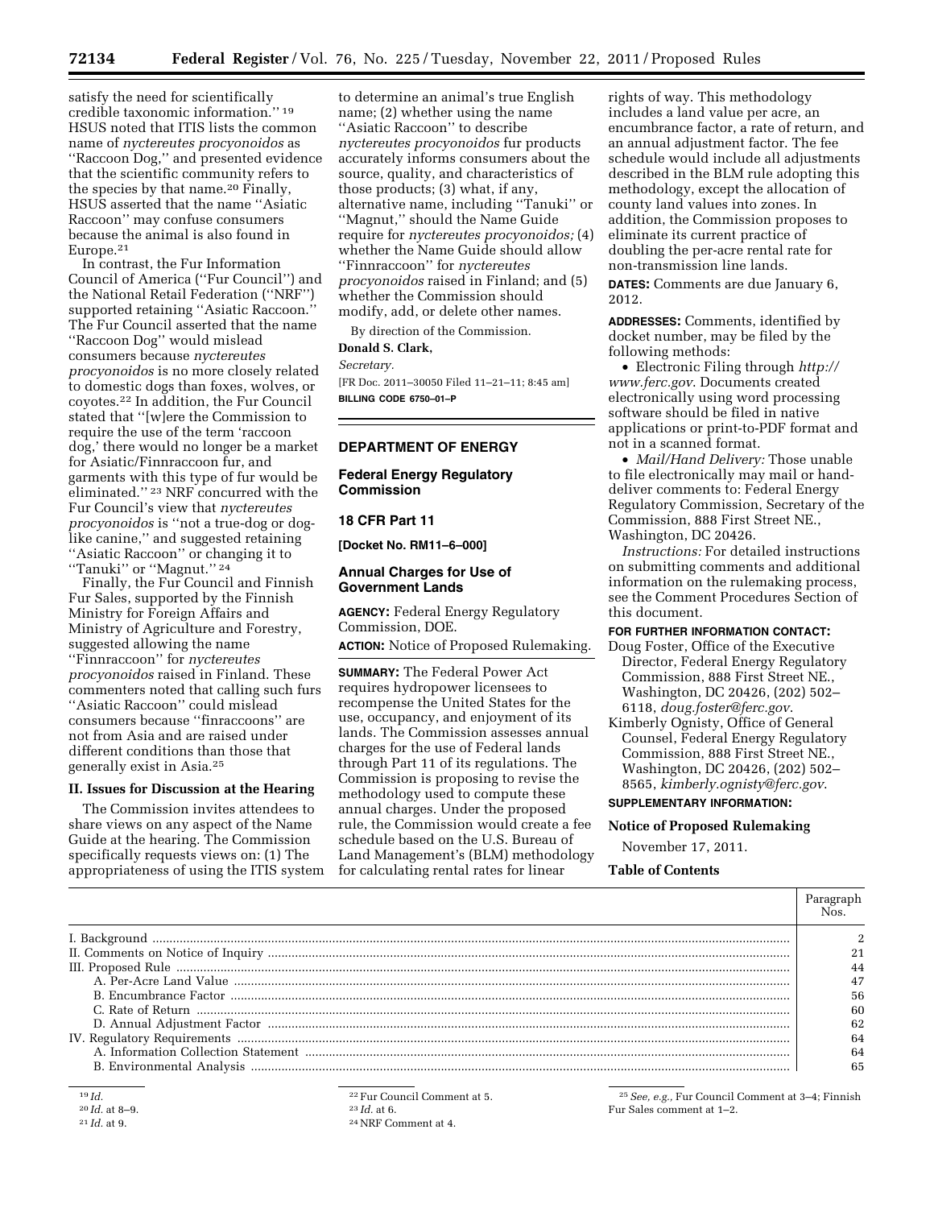satisfy the need for scientifically credible taxonomic information.'' [19] HSUS noted that ITIS lists the common name of *nyctereutes procyonoidos* as ''Raccoon Dog,'' and presented evidence that the scientific community refers to the species by that name.[20] Finally, HSUS asserted that the name ''Asiatic Raccoon'' may confuse consumers because the animal is also found in Europe.[21]

In contrast, the Fur Information Council of America (''Fur Council'') and the National Retail Federation (''NRF'') supported retaining ''Asiatic Raccoon.'' The Fur Council asserted that the name ''Raccoon Dog'' would mislead consumers because *nyctereutes procyonoidos* is no more closely related to domestic dogs than foxes, wolves, or coyotes.[22] In addition, the Fur Council stated that ''[w]ere the Commission to require the use of the term 'raccoon dog,' there would no longer be a market for Asiatic/Finnraccoon fur, and garments with this type of fur would be eliminated.'' [23] NRF concurred with the Fur Council's view that *nyctereutes procyonoidos* is ''not a true-dog or dog-like canine,'' and suggested retaining ''Asiatic Raccoon'' or changing it to ''Tanuki'' or ''Magnut.'' [24]

Finally, the Fur Council and Finnish Fur Sales, supported by the Finnish Ministry for Foreign Affairs and Ministry of Agriculture and Forestry, suggested allowing the name ''Finnraccoon'' for *nyctereutes procyonoidos* raised in Finland. These commenters noted that calling such furs ''Asiatic Raccoon'' could mislead consumers because ''finraccoons'' are not from Asia and are raised under different conditions than those that generally exist in Asia.[25]

## II. Issues for Discussion at the Hearing

The Commission invites attendees to share views on any aspect of the Name Guide at the hearing. The Commission specifically requests views on: (1) The appropriateness of using the ITIS system to determine an animal's true English name; (2) whether using the name ''Asiatic Raccoon'' to describe *nyctereutes procyonoidos* fur products accurately informs consumers about the source, quality, and characteristics of those products; (3) what, if any, alternative name, including ''Tanuki'' or ''Magnut,'' should the Name Guide require for *nyctereutes procyonoidos;* (4) whether the Name Guide should allow ''Finnraccoon'' for *nyctereutes procyonoidos* raised in Finland; and (5) whether the Commission should modify, add, or delete other names.

By direction of the Commission.

**Donald S. Clark,**

*Secretary.*

[FR Doc. 2011–30050 Filed 11–21–11; 8:45 am]

**BILLING CODE 6750–01–P**

---

[19] *Id.*

[20] *Id.* at 8–9.

[21] *Id.* at 9.

[22] Fur Council Comment at 5.

[23] *Id.* at 6.

[24] NRF Comment at 4.

[25] *See, e.g.,* Fur Council Comment at 3–4; Finnish Fur Sales comment at 1–2.

---

# DEPARTMENT OF ENERGY

## Federal Energy Regulatory Commission

### 18 CFR Part 11

**[Docket No. RM11–6–000]**

### Annual Charges for Use of Government Lands

**AGENCY:** Federal Energy Regulatory Commission, DOE.

**ACTION:** Notice of Proposed Rulemaking.

**SUMMARY:** The Federal Power Act requires hydropower licensees to recompense the United States for the use, occupancy, and enjoyment of its lands. The Commission assesses annual charges for the use of Federal lands through Part 11 of its regulations. The Commission is proposing to revise the methodology used to compute these annual charges. Under the proposed rule, the Commission would create a fee schedule based on the U.S. Bureau of Land Management's (BLM) methodology for calculating rental rates for linear rights of way. This methodology includes a land value per acre, an encumbrance factor, a rate of return, and an annual adjustment factor. The fee schedule would include all adjustments described in the BLM rule adopting this methodology, except the allocation of county land values into zones. In addition, the Commission proposes to eliminate its current practice of doubling the per-acre rental rate for non-transmission line lands.

**DATES:** Comments are due January 6, 2012.

**ADDRESSES:** Comments, identified by docket number, may be filed by the following methods:

- Electronic Filing through *http://www.ferc.gov*. Documents created electronically using word processing software should be filed in native applications or print-to-PDF format and not in a scanned format.
- *Mail/Hand Delivery:* Those unable to file electronically may mail or hand-deliver comments to: Federal Energy Regulatory Commission, Secretary of the Commission, 888 First Street NE., Washington, DC 20426.

*Instructions:* For detailed instructions on submitting comments and additional information on the rulemaking process, see the Comment Procedures Section of this document.

**FOR FURTHER INFORMATION CONTACT:**

Doug Foster, Office of the Executive Director, Federal Energy Regulatory Commission, 888 First Street NE., Washington, DC 20426, (202) 502–6118, *doug.foster@ferc.gov*.

Kimberly Ognisty, Office of General Counsel, Federal Energy Regulatory Commission, 888 First Street NE., Washington, DC 20426, (202) 502–8565, *kimberly.ognisty@ferc.gov*.

**SUPPLEMENTARY INFORMATION:**

**Notice of Proposed Rulemaking**

November 17, 2011.

**Table of Contents**

| | Paragraph Nos. |
|---|---|
| I. Background | 2 |
| II. Comments on Notice of Inquiry | 21 |
| III. Proposed Rule | 44 |
| A. Per-Acre Land Value | 47 |
| B. Encumbrance Factor | 56 |
| C. Rate of Return | 60 |
| D. Annual Adjustment Factor | 62 |
| IV. Regulatory Requirements | 64 |
| A. Information Collection Statement | 64 |
| B. Environmental Analysis | 65 |